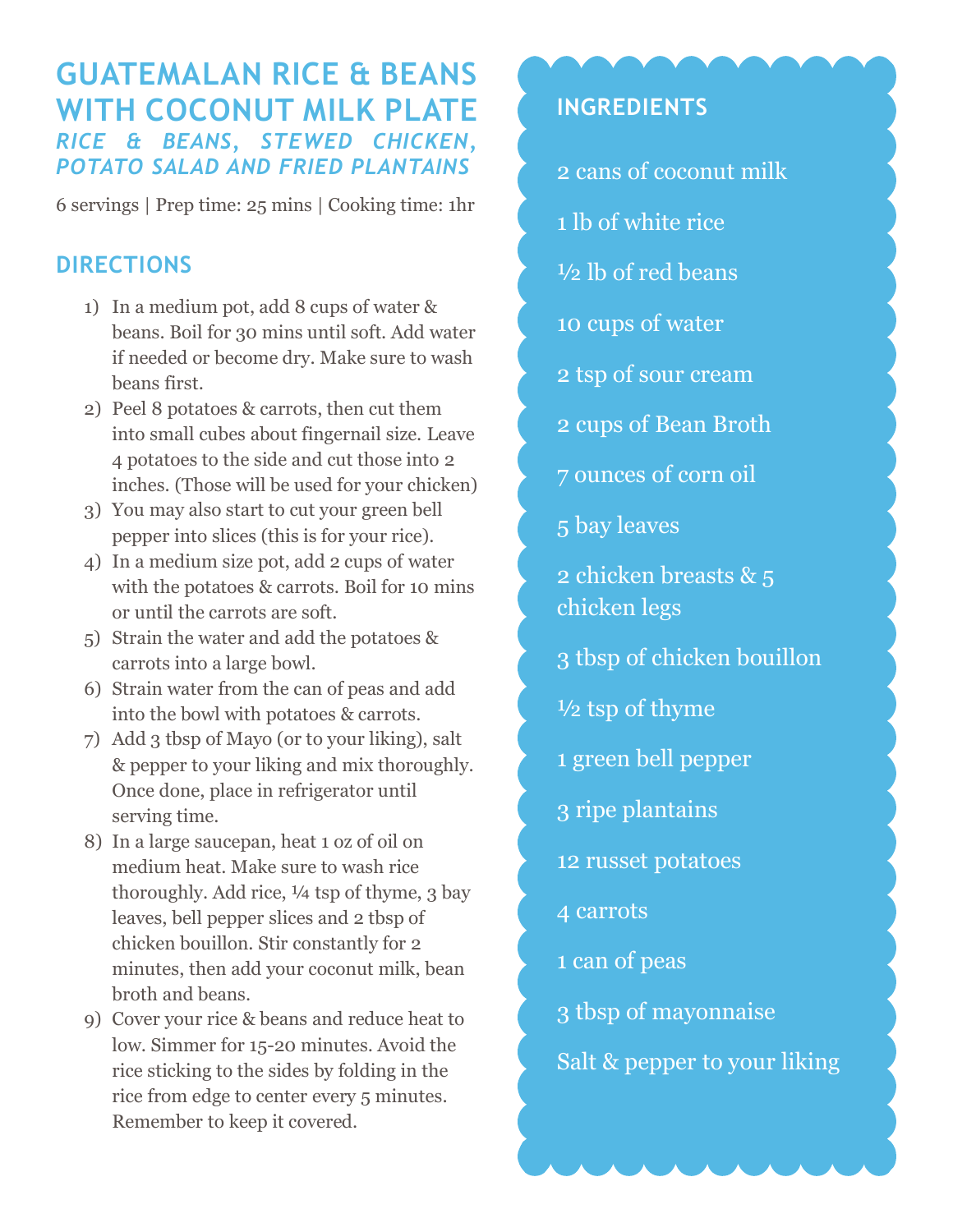# GUATEMALAN RICE & BEANS WITH COCONUT MILK PLATE

### *RICE & BEANS, STEWED CHICKEN, POTATO SALAD AND FRIED PLANTAINS*

6 servings | Prep time: 25 mins | Cooking time: 1hr

## DIRECTIONS

1) In a medium pot, add 8 cups of water & beans. Boil for 30 mins until soft. Add water if needed or become dry. Make sure to wash beans first.
2) Peel 8 potatoes & carrots, then cut them into small cubes about fingernail size. Leave 4 potatoes to the side and cut those into 2 inches. (Those will be used for your chicken)
3) You may also start to cut your green bell pepper into slices (this is for your rice).
4) In a medium size pot, add 2 cups of water with the potatoes & carrots. Boil for 10 mins or until the carrots are soft.
5) Strain the water and add the potatoes & carrots into a large bowl.
6) Strain water from the can of peas and add into the bowl with potatoes & carrots.
7) Add 3 tbsp of Mayo (or to your liking), salt & pepper to your liking and mix thoroughly. Once done, place in refrigerator until serving time.
8) In a large saucepan, heat 1 oz of oil on medium heat. Make sure to wash rice thoroughly. Add rice, ¼ tsp of thyme, 3 bay leaves, bell pepper slices and 2 tbsp of chicken bouillon. Stir constantly for 2 minutes, then add your coconut milk, bean broth and beans.
9) Cover your rice & beans and reduce heat to low. Simmer for 15-20 minutes. Avoid the rice sticking to the sides by folding in the rice from edge to center every 5 minutes. Remember to keep it covered.

## INGREDIENTS

2 cans of coconut milk

1 lb of white rice

½ lb of red beans

10 cups of water

2 tsp of sour cream

2 cups of Bean Broth

7 ounces of corn oil

5 bay leaves

2 chicken breasts & 5 chicken legs

3 tbsp of chicken bouillon

½ tsp of thyme

1 green bell pepper

3 ripe plantains

12 russet potatoes

4 carrots

1 can of peas

3 tbsp of mayonnaise

Salt & pepper to your liking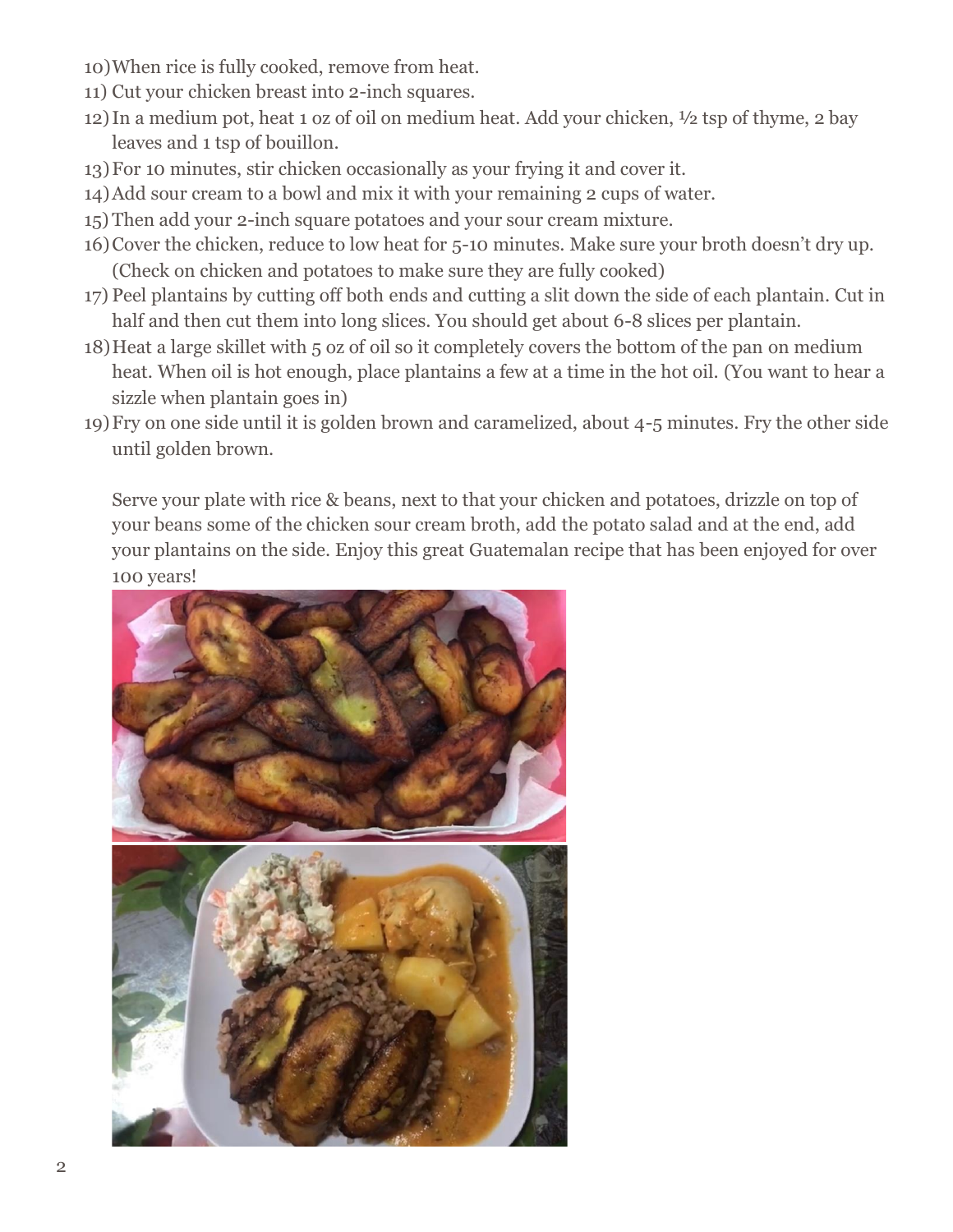10) When rice is fully cooked, remove from heat.
11) Cut your chicken breast into 2-inch squares.
12) In a medium pot, heat 1 oz of oil on medium heat. Add your chicken, ½ tsp of thyme, 2 bay leaves and 1 tsp of bouillon.
13) For 10 minutes, stir chicken occasionally as your frying it and cover it.
14) Add sour cream to a bowl and mix it with your remaining 2 cups of water.
15) Then add your 2-inch square potatoes and your sour cream mixture.
16) Cover the chicken, reduce to low heat for 5-10 minutes. Make sure your broth doesn't dry up. (Check on chicken and potatoes to make sure they are fully cooked)
17) Peel plantains by cutting off both ends and cutting a slit down the side of each plantain. Cut in half and then cut them into long slices. You should get about 6-8 slices per plantain.
18) Heat a large skillet with 5 oz of oil so it completely covers the bottom of the pan on medium heat. When oil is hot enough, place plantains a few at a time in the hot oil. (You want to hear a sizzle when plantain goes in)
19) Fry on one side until it is golden brown and caramelized, about 4-5 minutes. Fry the other side until golden brown.

Serve your plate with rice & beans, next to that your chicken and potatoes, drizzle on top of your beans some of the chicken sour cream broth, add the potato salad and at the end, add your plantains on the side. Enjoy this great Guatemalan recipe that has been enjoyed for over 100 years!